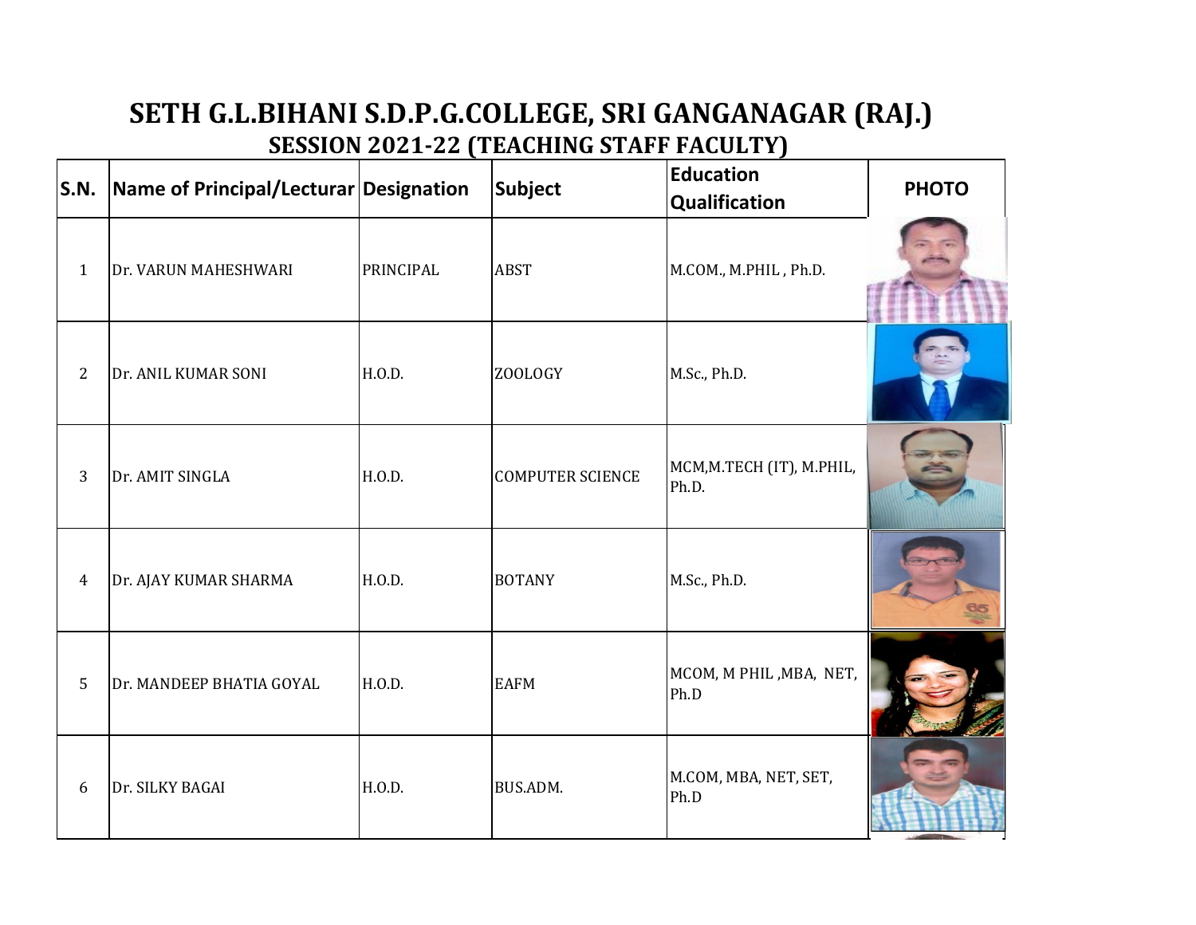# SETH G.L.BIHANI S.D.P.G.COLLEGE, SRI GANGANAGAR (RAJ.)

## SESSION 2021-22 (TEACHING STAFF FACULTY)

| S.N. | Name of Principal/Lecturar | Designation | Subject | Education Qualification | PHOTO |
|---|---|---|---|---|---|
| 1 | Dr. VARUN MAHESHWARI | PRINCIPAL | ABST | M.COM., M.PHIL , Ph.D. | |
| 2 | Dr. ANIL KUMAR SONI | H.O.D. | ZOOLOGY | M.Sc., Ph.D. | |
| 3 | Dr. AMIT SINGLA | H.O.D. | COMPUTER SCIENCE | MCM,M.TECH (IT), M.PHIL, Ph.D. | |
| 4 | Dr. AJAY KUMAR SHARMA | H.O.D. | BOTANY | M.Sc., Ph.D. | |
| 5 | Dr. MANDEEP BHATIA GOYAL | H.O.D. | EAFM | MCOM, M PHIL ,MBA, NET, Ph.D | |
| 6 | Dr. SILKY BAGAI | H.O.D. | BUS.ADM. | M.COM, MBA, NET, SET, Ph.D | |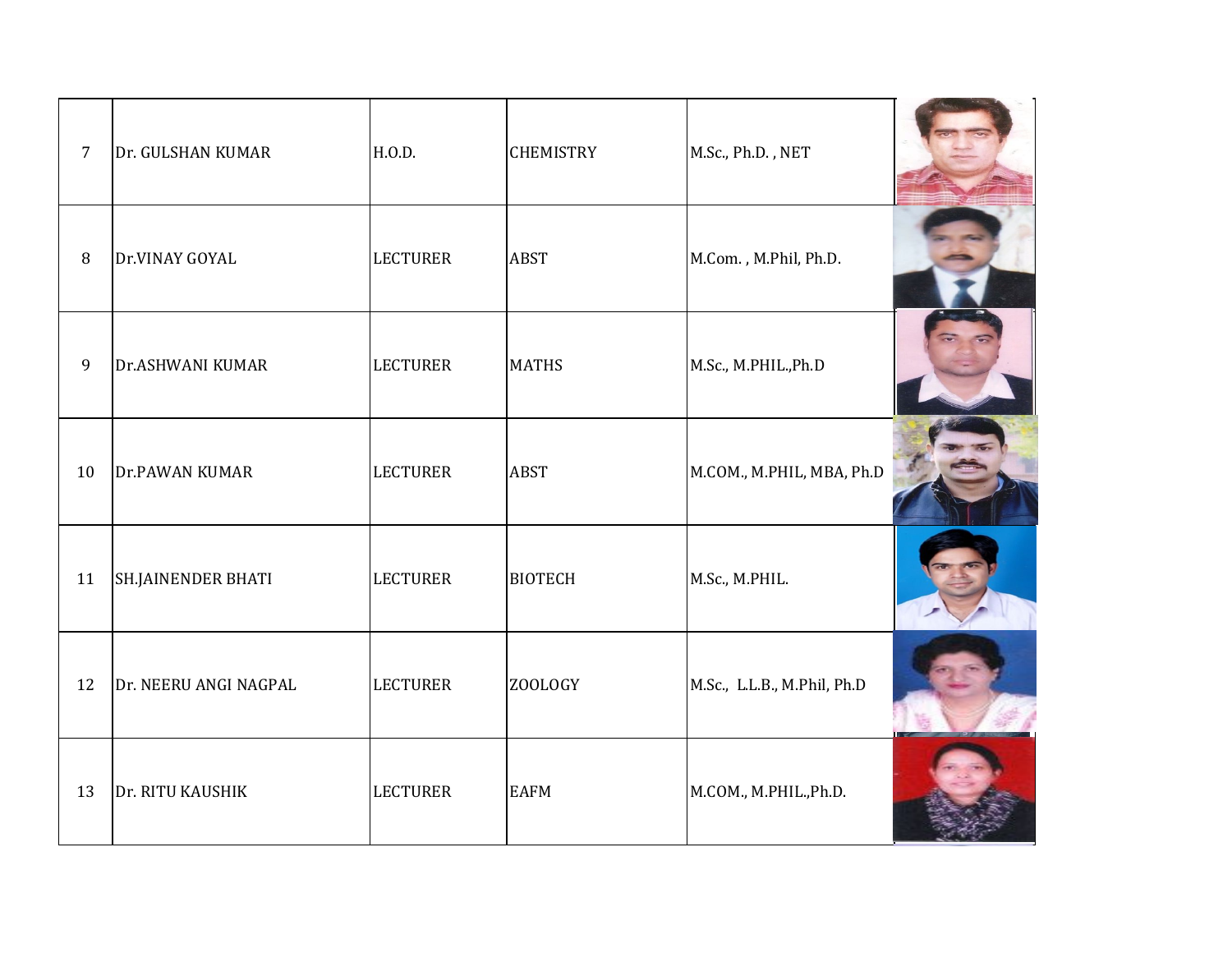| 7 | Dr. GULSHAN KUMAR | H.O.D. | CHEMISTRY | M.Sc., Ph.D. , NET | |
|---|---|---|---|---|---|
| 8 | Dr.VINAY GOYAL | LECTURER | ABST | M.Com. , M.Phil, Ph.D. | |
| 9 | Dr.ASHWANI KUMAR | LECTURER | MATHS | M.Sc., M.PHIL.,Ph.D | |
| 10 | Dr.PAWAN KUMAR | LECTURER | ABST | M.COM., M.PHIL, MBA, Ph.D | |
| 11 | SH.JAINENDER BHATI | LECTURER | BIOTECH | M.Sc., M.PHIL. | |
| 12 | Dr. NEERU ANGI NAGPAL | LECTURER | ZOOLOGY | M.Sc., L.L.B., M.Phil, Ph.D | |
| 13 | Dr. RITU KAUSHIK | LECTURER | EAFM | M.COM., M.PHIL.,Ph.D. | |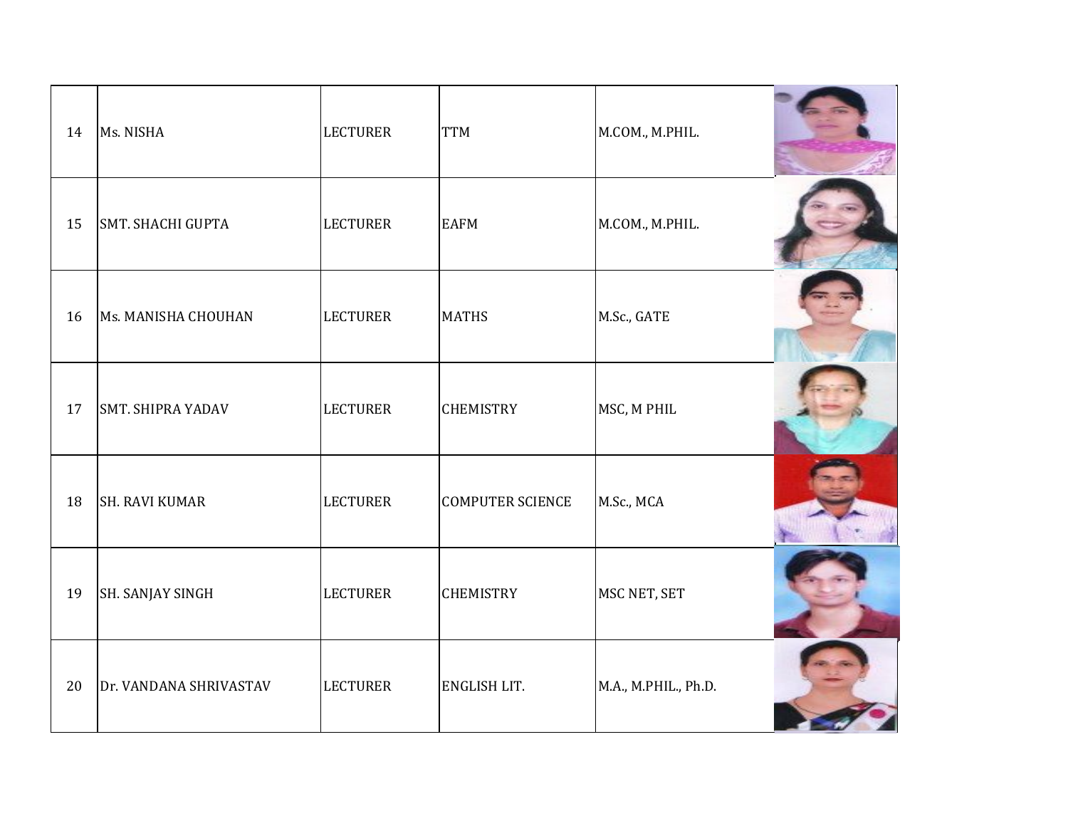| 14 | Ms. NISHA | LECTURER | TTM | M.COM., M.PHIL. | |
|---|---|---|---|---|---|
| 15 | SMT. SHACHI GUPTA | LECTURER | EAFM | M.COM., M.PHIL. | |
| 16 | Ms. MANISHA CHOUHAN | LECTURER | MATHS | M.Sc., GATE | |
| 17 | SMT. SHIPRA YADAV | LECTURER | CHEMISTRY | MSC, M PHIL | |
| 18 | SH. RAVI KUMAR | LECTURER | COMPUTER SCIENCE | M.Sc., MCA | |
| 19 | SH. SANJAY SINGH | LECTURER | CHEMISTRY | MSC NET, SET | |
| 20 | Dr. VANDANA SHRIVASTAV | LECTURER | ENGLISH LIT. | M.A., M.PHIL., Ph.D. | |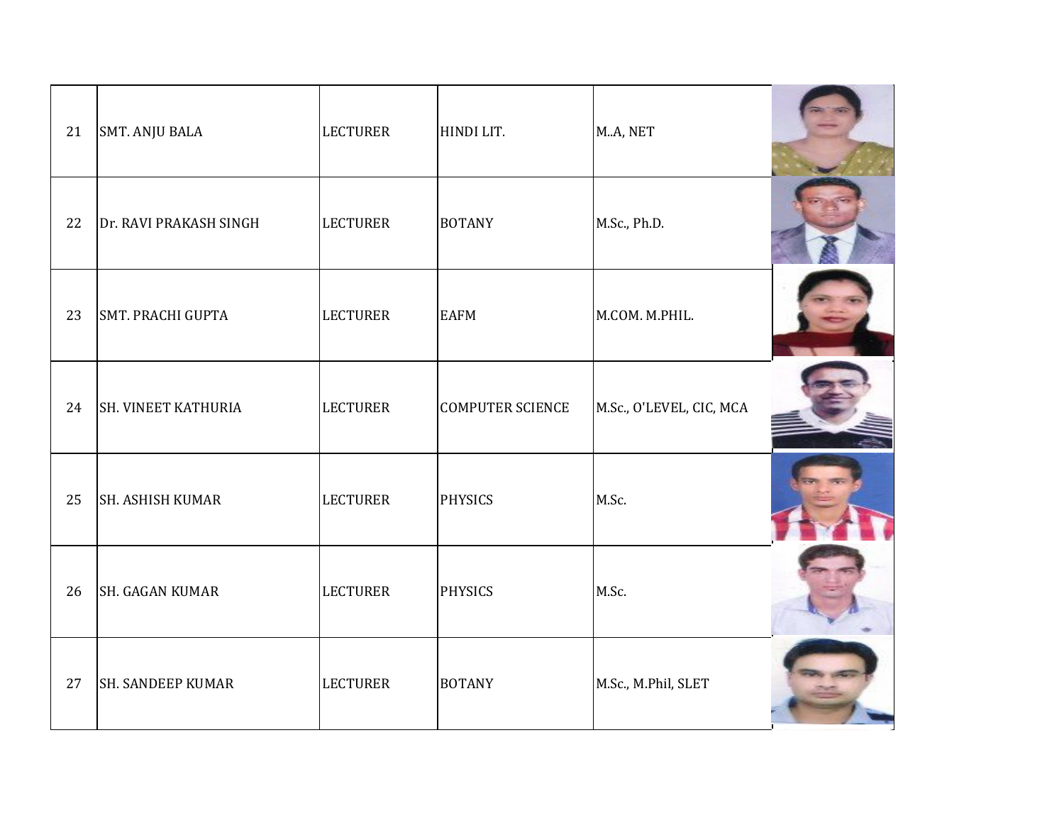| | | | | | |
|---|---|---|---|---|---|
| 21 | SMT. ANJU BALA | LECTURER | HINDI LIT. | M..A, NET | |
| 22 | Dr. RAVI PRAKASH SINGH | LECTURER | BOTANY | M.Sc., Ph.D. | |
| 23 | SMT. PRACHI GUPTA | LECTURER | EAFM | M.COM. M.PHIL. | |
| 24 | SH. VINEET KATHURIA | LECTURER | COMPUTER SCIENCE | M.Sc., O'LEVEL, CIC, MCA | |
| 25 | SH. ASHISH KUMAR | LECTURER | PHYSICS | M.Sc. | |
| 26 | SH. GAGAN KUMAR | LECTURER | PHYSICS | M.Sc. | |
| 27 | SH. SANDEEP KUMAR | LECTURER | BOTANY | M.Sc., M.Phil, SLET | |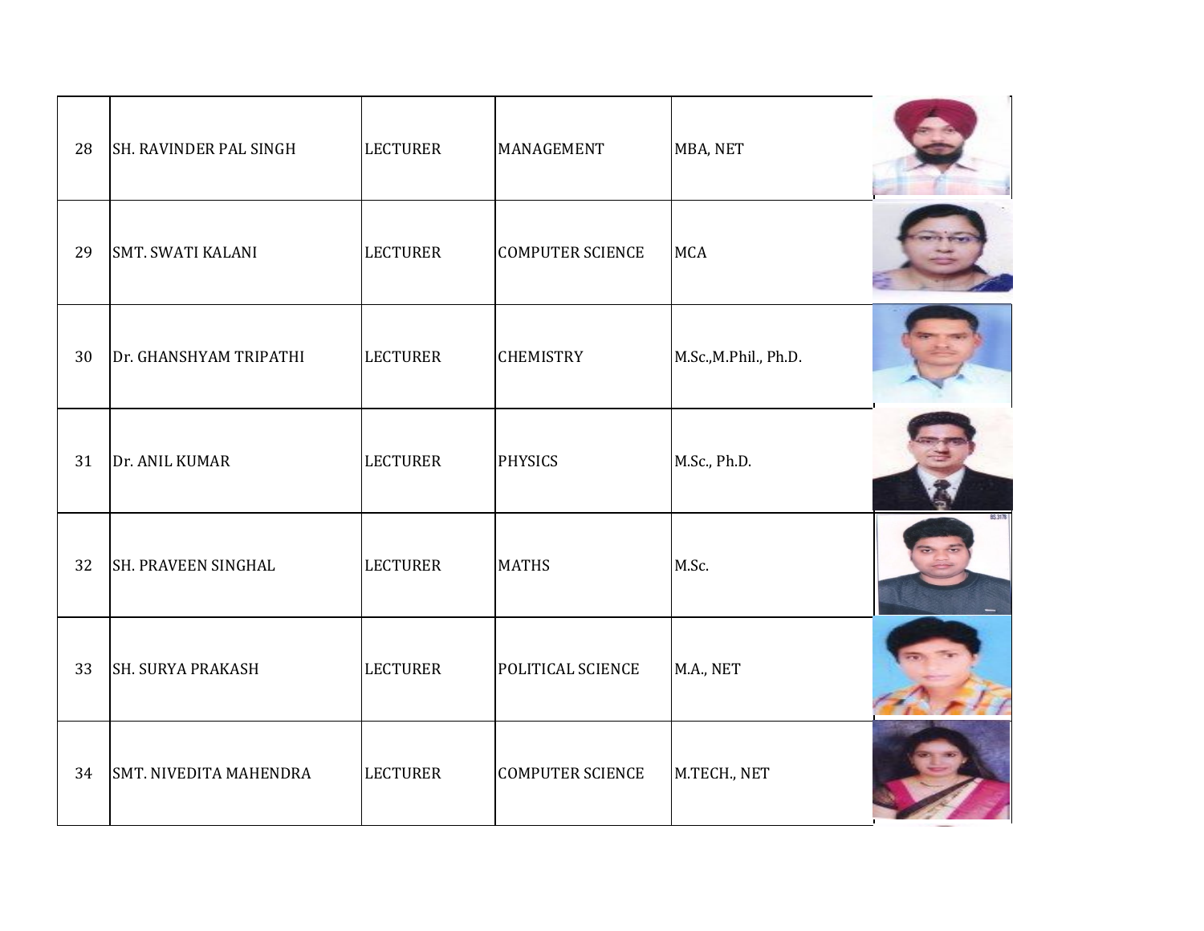| 28 | SH. RAVINDER PAL SINGH | LECTURER | MANAGEMENT | MBA, NET | |
|---|---|---|---|---|---|
| 29 | SMT. SWATI KALANI | LECTURER | COMPUTER SCIENCE | MCA | |
| 30 | Dr. GHANSHYAM TRIPATHI | LECTURER | CHEMISTRY | M.Sc.,M.Phil., Ph.D. | |
| 31 | Dr. ANIL KUMAR | LECTURER | PHYSICS | M.Sc., Ph.D. | |
| 32 | SH. PRAVEEN SINGHAL | LECTURER | MATHS | M.Sc. | |
| 33 | SH. SURYA PRAKASH | LECTURER | POLITICAL SCIENCE | M.A., NET | |
| 34 | SMT. NIVEDITA MAHENDRA | LECTURER | COMPUTER SCIENCE | M.TECH., NET | |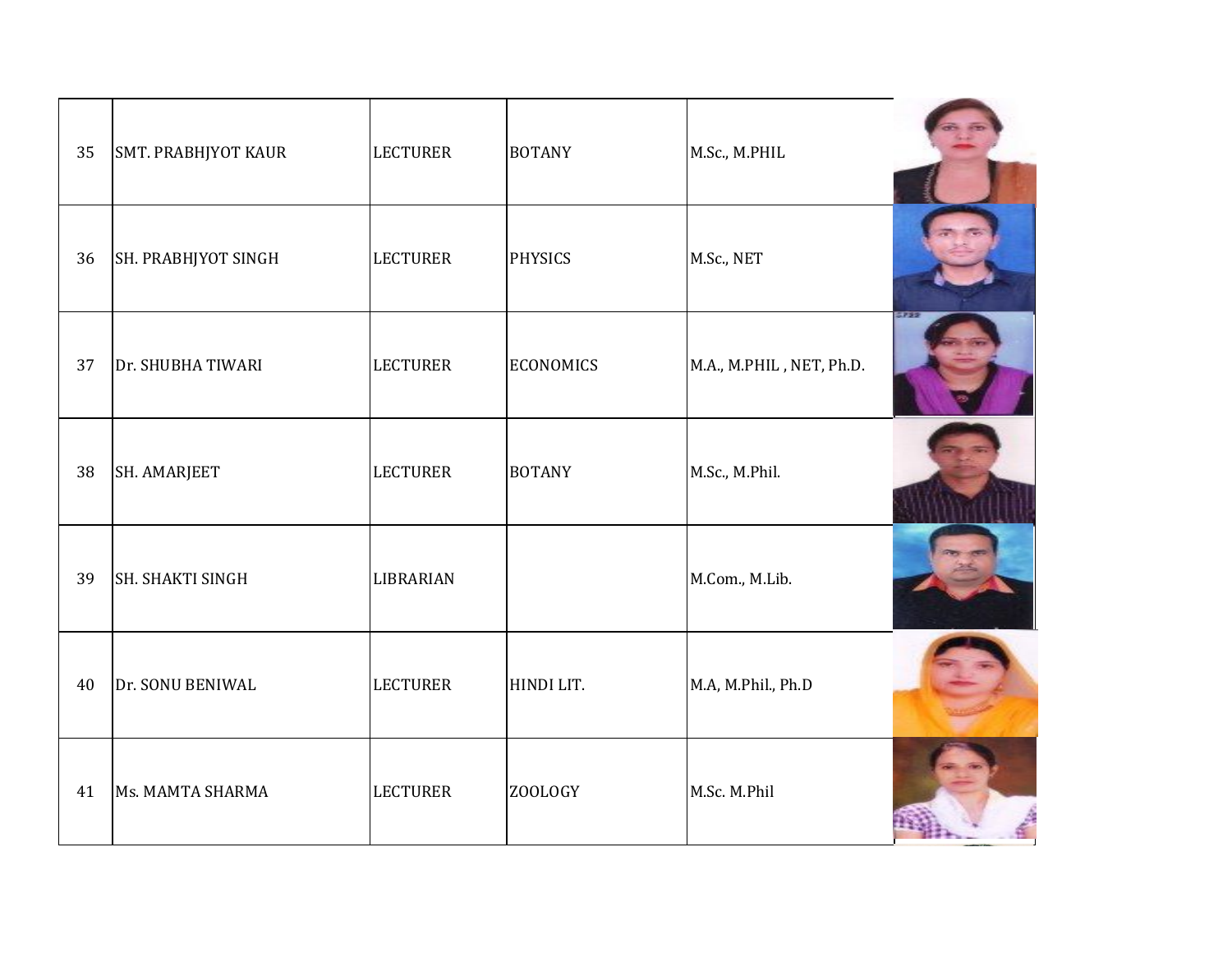| | | | | | |
|---|---|---|---|---|---|
| 35 | SMT. PRABHJYOT KAUR | LECTURER | BOTANY | M.Sc., M.PHIL | |
| 36 | SH. PRABHJYOT SINGH | LECTURER | PHYSICS | M.Sc., NET | |
| 37 | Dr. SHUBHA TIWARI | LECTURER | ECONOMICS | M.A., M.PHIL , NET, Ph.D. | |
| 38 | SH. AMARJEET | LECTURER | BOTANY | M.Sc., M.Phil. | |
| 39 | SH. SHAKTI SINGH | LIBRARIAN | | M.Com., M.Lib. | |
| 40 | Dr. SONU BENIWAL | LECTURER | HINDI LIT. | M.A, M.Phil., Ph.D | |
| 41 | Ms. MAMTA SHARMA | LECTURER | ZOOLOGY | M.Sc. M.Phil | |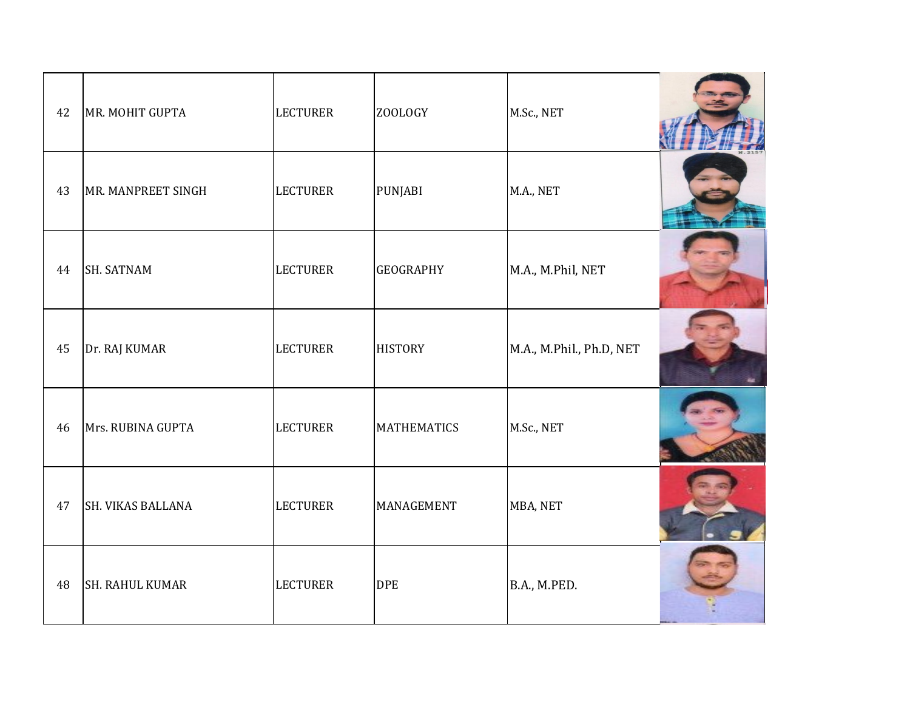| | | | | | |
|---|---|---|---|---|---|
| 42 | MR. MOHIT GUPTA | LECTURER | ZOOLOGY | M.Sc., NET | |
| 43 | MR. MANPREET SINGH | LECTURER | PUNJABI | M.A., NET | |
| 44 | SH. SATNAM | LECTURER | GEOGRAPHY | M.A., M.Phil, NET | |
| 45 | Dr. RAJ KUMAR | LECTURER | HISTORY | M.A., M.Phil., Ph.D, NET | |
| 46 | Mrs. RUBINA GUPTA | LECTURER | MATHEMATICS | M.Sc., NET | |
| 47 | SH. VIKAS BALLANA | LECTURER | MANAGEMENT | MBA, NET | |
| 48 | SH. RAHUL KUMAR | LECTURER | DPE | B.A., M.PED. | |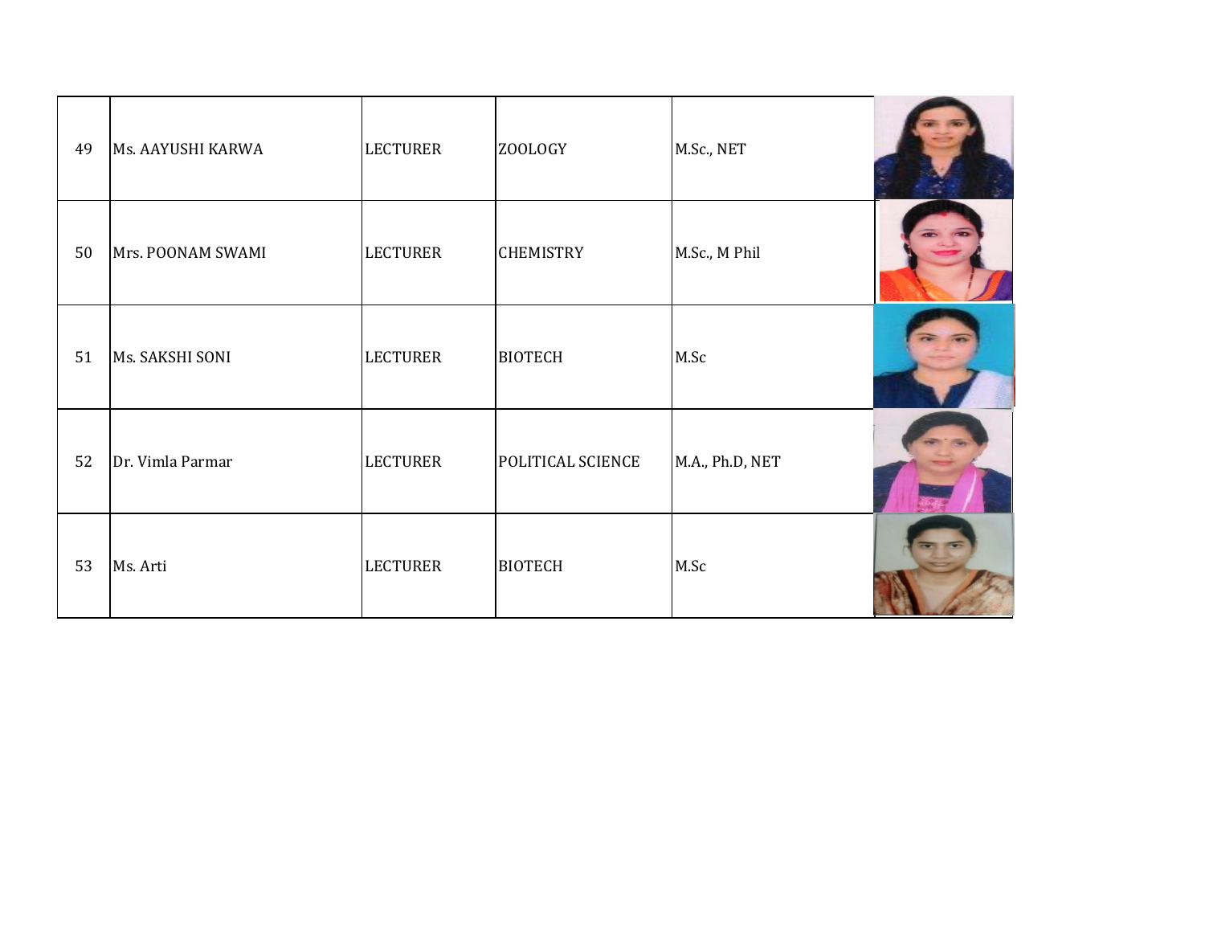| | | | | | |
|---|---|---|---|---|---|
| 49 | Ms. AAYUSHI KARWA | LECTURER | ZOOLOGY | M.Sc., NET | |
| 50 | Mrs. POONAM SWAMI | LECTURER | CHEMISTRY | M.Sc., M Phil | |
| 51 | Ms. SAKSHI SONI | LECTURER | BIOTECH | M.Sc | |
| 52 | Dr. Vimla Parmar | LECTURER | POLITICAL SCIENCE | M.A., Ph.D, NET | |
| 53 | Ms. Arti | LECTURER | BIOTECH | M.Sc | |